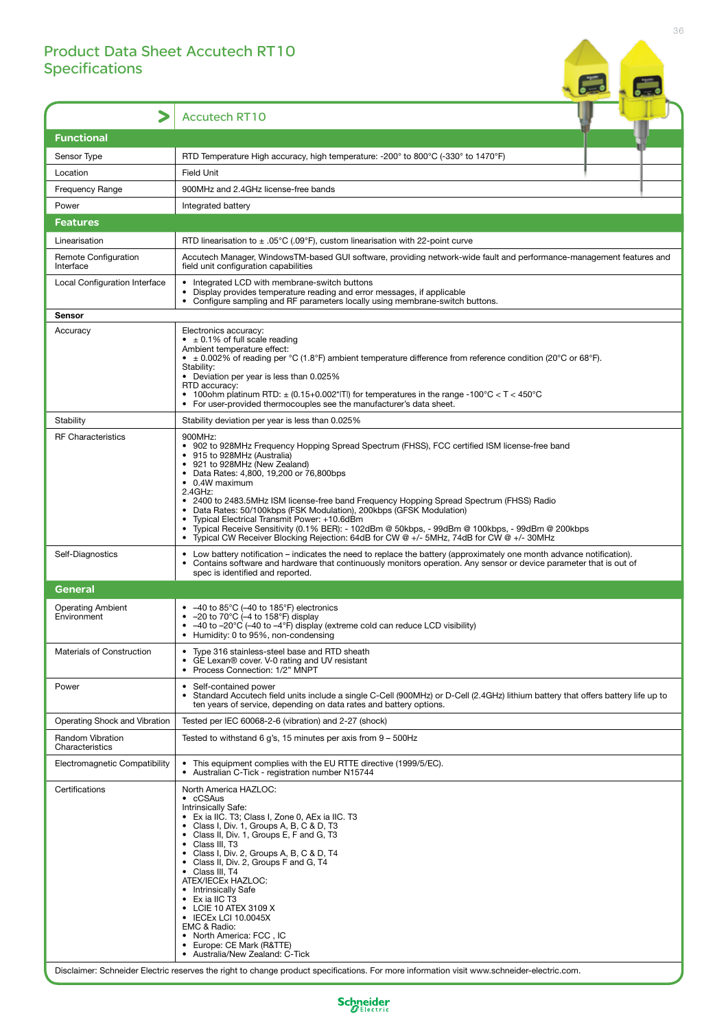# Product Data Sheet Accutech RT10
## Specifications

| | Accutech RT10 |
|---|---|
| **Functional** | |
| Sensor Type | RTD Temperature High accuracy, high temperature: -200° to 800°C (-330° to 1470°F) |
| Location | Field Unit |
| Frequency Range | 900MHz and 2.4GHz license-free bands |
| Power | Integrated battery |
| **Features** | |
| Linearisation | RTD linearisation to ± .05°C (.09°F), custom linearisation with 22-point curve |
| Remote Configuration Interface | Accutech Manager, WindowsTM-based GUI software, providing network-wide fault and performance-management features and field unit configuration capabilities |
| Local Configuration Interface | • Integrated LCD with membrane-switch buttons<br>• Display provides temperature reading and error messages, if applicable<br>• Configure sampling and RF parameters locally using membrane-switch buttons. |
| **Sensor** | |
| Accuracy | Electronics accuracy:<br>• ± 0.1% of full scale reading<br>Ambient temperature effect:<br>• ± 0.002% of reading per °C (1.8°F) ambient temperature difference from reference condition (20°C or 68°F).<br>Stability:<br>• Deviation per year is less than 0.025%<br>RTD accuracy:<br>• 100ohm platinum RTD: ± (0.15+0.002*\|T\|) for temperatures in the range -100°C < T < 450°C<br>• For user-provided thermocouples see the manufacturer's data sheet. |
| Stability | Stability deviation per year is less than 0.025% |
| RF Characteristics | 900MHz:<br>• 902 to 928MHz Frequency Hopping Spread Spectrum (FHSS), FCC certified ISM license-free band<br>• 915 to 928MHz (Australia)<br>• 921 to 928MHz (New Zealand)<br>• Data Rates: 4,800, 19,200 or 76,800bps<br>• 0.4W maximum<br>2.4GHz:<br>• 2400 to 2483.5MHz ISM license-free band Frequency Hopping Spread Spectrum (FHSS) Radio<br>• Data Rates: 50/100kbps (FSK Modulation), 200kbps (GFSK Modulation)<br>• Typical Electrical Transmit Power: +10.6dBm<br>• Typical Receive Sensitivity (0.1% BER): - 102dBm @ 50kbps, - 99dBm @ 100kbps, - 99dBm @ 200kbps<br>• Typical CW Receiver Blocking Rejection: 64dB for CW @ +/- 5MHz, 74dB for CW @ +/- 30MHz |
| Self-Diagnostics | • Low battery notification – indicates the need to replace the battery (approximately one month advance notification).<br>• Contains software and hardware that continuously monitors operation. Any sensor or device parameter that is out of spec is identified and reported. |
| **General** | |
| Operating Ambient Environment | • –40 to 85°C (–40 to 185°F) electronics<br>• –20 to 70°C (–4 to 158°F) display<br>• –40 to –20°C (–40 to –4°F) display (extreme cold can reduce LCD visibility)<br>• Humidity: 0 to 95%, non-condensing |
| Materials of Construction | • Type 316 stainless-steel base and RTD sheath<br>• GE Lexan® cover. V-0 rating and UV resistant<br>• Process Connection: 1/2" MNPT |
| Power | • Self-contained power<br>• Standard Accutech field units include a single C-Cell (900MHz) or D-Cell (2.4GHz) lithium battery that offers battery life up to ten years of service, depending on data rates and battery options. |
| Operating Shock and Vibration | Tested per IEC 60068-2-6 (vibration) and 2-27 (shock) |
| Random Vibration Characteristics | Tested to withstand 6 g's, 15 minutes per axis from 9 – 500Hz |
| Electromagnetic Compatibility | • This equipment complies with the EU RTTE directive (1999/5/EC).<br>• Australian C-Tick - registration number N15744 |
| Certifications | North America HAZLOC:<br>• cCSAus<br>Intrinsically Safe:<br>• Ex ia IIC. T3; Class I, Zone 0, AEx ia IIC. T3<br>• Class I, Div. 1, Groups A, B, C & D, T3<br>• Class II, Div. 1, Groups E, F and G, T3<br>• Class III, T3<br>• Class I, Div. 2, Groups A, B, C & D, T4<br>• Class II, Div. 2, Groups F and G, T4<br>• Class III, T4<br>ATEX/IECEx HAZLOC:<br>• Intrinsically Safe<br>• Ex ia IIC T3<br>• LCIE 10 ATEX 3109 X<br>• IECEx LCI 10.0045X<br>EMC & Radio:<br>• North America: FCC , IC<br>• Europe: CE Mark (R&TTE)<br>• Australia/New Zealand: C-Tick |

Disclaimer: Schneider Electric reserves the right to change product specifications. For more information visit www.schneider-electric.com.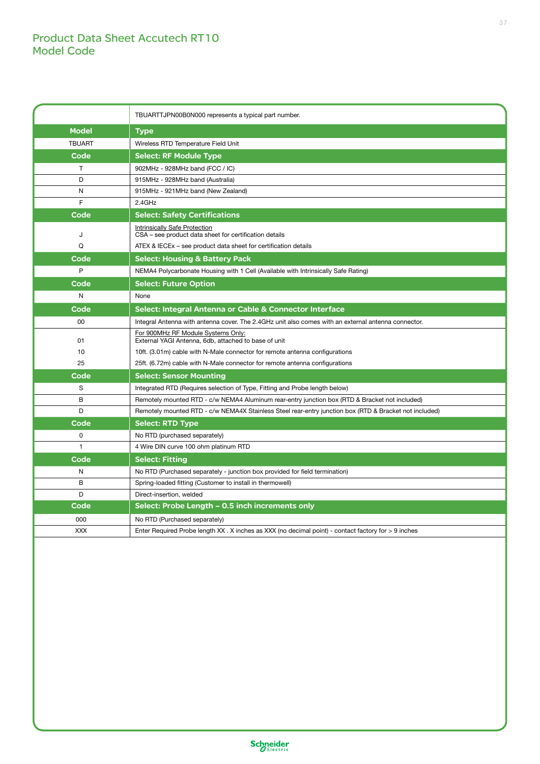# Product Data Sheet Accutech RT10
## Model Code

| | TBUARTTJPN00B0N000 represents a typical part number. |
|---|---|
| **Model** | **Type** |
| TBUART | Wireless RTD Temperature Field Unit |
| **Code** | **Select: RF Module Type** |
| T | 902MHz - 928MHz band (FCC / IC) |
| D | 915MHz - 928MHz band (Australia) |
| N | 915MHz - 921MHz band (New Zealand) |
| F | 2.4GHz |
| **Code** | **Select: Safety Certifications** |
| J | Intrinsically Safe Protection<br>CSA – see product data sheet for certification details |
| Q | ATEX & IECEx – see product data sheet for certification details |
| **Code** | **Select: Housing & Battery Pack** |
| P | NEMA4 Polycarbonate Housing with 1 Cell (Available with Intrinsically Safe Rating) |
| **Code** | **Select: Future Option** |
| N | None |
| **Code** | **Select: Integral Antenna or Cable & Connector Interface** |
| 00 | Integral Antenna with antenna cover. The 2.4GHz unit also comes with an external antenna connector. |
| 01 | For 900MHz RF Module Systems Only:<br>External YAGI Antenna, 6db, attached to base of unit |
| 10 | 10ft. (3.01m) cable with N-Male connector for remote antenna configurations |
| 25 | 25ft. (6.72m) cable with N-Male connector for remote antenna configurations |
| **Code** | **Select: Sensor Mounting** |
| S | Integrated RTD (Requires selection of Type, Fitting and Probe length below) |
| B | Remotely mounted RTD - c/w NEMA4 Aluminum rear-entry junction box (RTD & Bracket not included) |
| D | Remotely mounted RTD - c/w NEMA4X Stainless Steel rear-entry junction box (RTD & Bracket not included) |
| **Code** | **Select: RTD Type** |
| 0 | No RTD (purchased separately) |
| 1 | 4 Wire DIN curve 100 ohm platinum RTD |
| **Code** | **Select: Fitting** |
| N | No RTD (Purchased separately - junction box provided for field termination) |
| B | Spring-loaded fitting (Customer to install in thermowell) |
| D | Direct-insertion, welded |
| **Code** | **Select: Probe Length – 0.5 inch increments only** |
| 000 | No RTD (Purchased separately) |
| XXX | Enter Required Probe length XX . X inches as XXX (no decimal point) - contact factory for > 9 inches |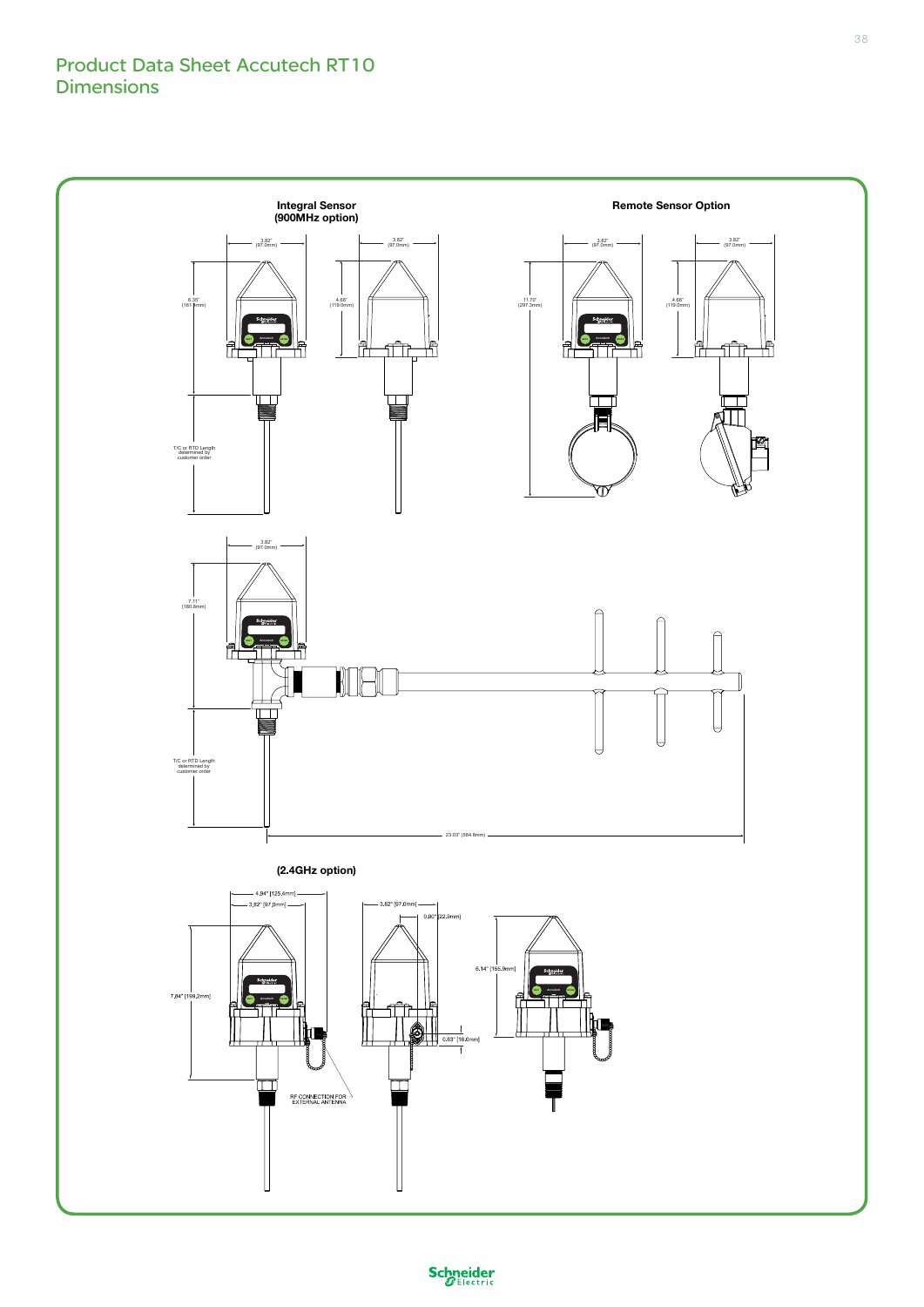# Product Data Sheet Accutech RT10
## Dimensions

**Integral Sensor (900MHz option)**

3.82" (97.0mm)

6.38" (161.8mm)

T/C or RTD Length determined by customer order

3.82" (97.0mm)

4.68" (119.0mm)

**Remote Sensor Option**

3.82" (97.0mm)

11.70" (297.3mm)

3.82" (97.0mm)

4.68" (119.0mm)

3.82" (97.0mm)

7.11" (180.6mm)

T/C or RTD Length determined by customer order

23.03" (584.8mm)

**(2.4GHz option)**

4.94" [125.4mm]

3.82" [97.0mm]

7.84" [199.2mm]

RF CONNECTION FOR EXTERNAL ANTENNA

3.82" [97.0mm]

0.90" [22.9mm]

0.63" [16.0mm]

6.14" [155.9mm]